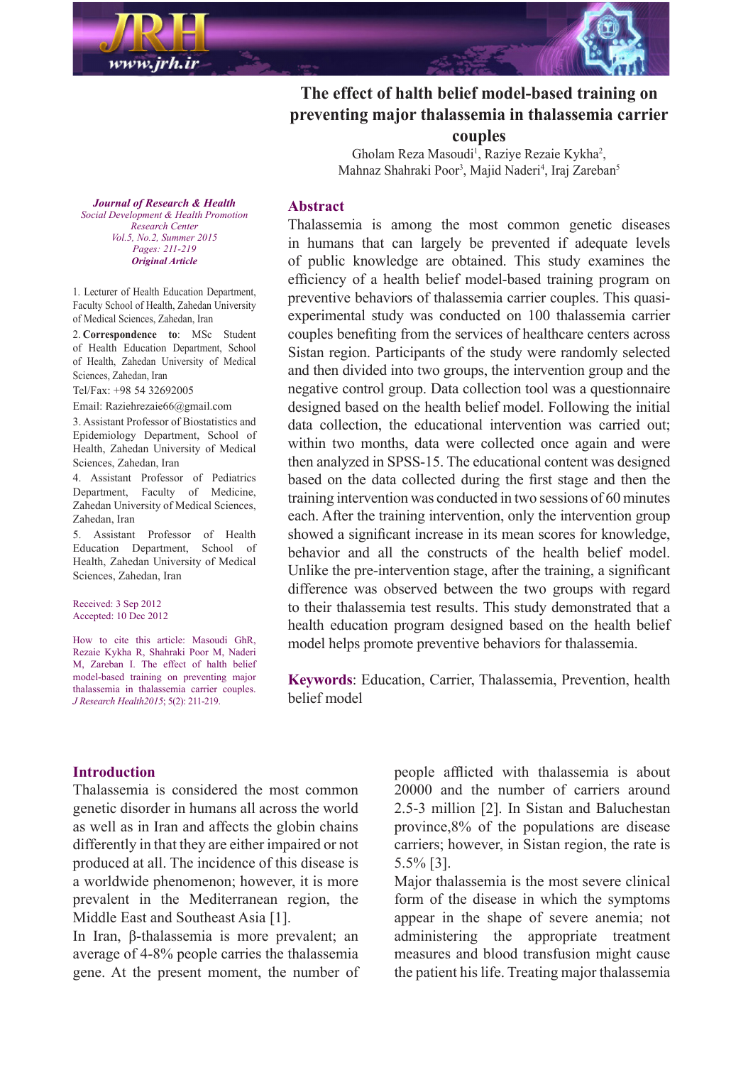# The effect of halth belief model-based training on preventing major thalassemia in thalassemia carrier couples

Gholam Reza Masoudi[1], Raziye Rezaie Kykha[2], Mahnaz Shahraki Poor[3], Majid Naderi[4], Iraj Zareban[5]

*Journal of Research & Health*
*Social Development & Health Promotion Research Center*
*Vol.5, No.2, Summer 2015*
*Pages: 211-219*
***Original Article***

1. Lecturer of Health Education Department, Faculty School of Health, Zahedan University of Medical Sciences, Zahedan, Iran

2. **Correspondence to**: MSc Student of Health Education Department, School of Health, Zahedan University of Medical Sciences, Zahedan, Iran

Tel/Fax: +98 54 32692005

Email: Raziehrezaie66@gmail.com

3. Assistant Professor of Biostatistics and Epidemiology Department, School of Health, Zahedan University of Medical Sciences, Zahedan, Iran

4. Assistant Professor of Pediatrics Department, Faculty of Medicine, Zahedan University of Medical Sciences, Zahedan, Iran

5. Assistant Professor of Health Education Department, School of Health, Zahedan University of Medical Sciences, Zahedan, Iran

Received: 3 Sep 2012
Accepted: 10 Dec 2012

How to cite this article: Masoudi GhR, Rezaie Kykha R, Shahraki Poor M, Naderi M, Zareban I. The effect of halth belief model-based training on preventing major thalassemia in thalassemia carrier couples. *J Research Health2015*; 5(2): 211-219.

## Abstract

Thalassemia is among the most common genetic diseases in humans that can largely be prevented if adequate levels of public knowledge are obtained. This study examines the efficiency of a health belief model-based training program on preventive behaviors of thalassemia carrier couples. This quasi-experimental study was conducted on 100 thalassemia carrier couples benefiting from the services of healthcare centers across Sistan region. Participants of the study were randomly selected and then divided into two groups, the intervention group and the negative control group. Data collection tool was a questionnaire designed based on the health belief model. Following the initial data collection, the educational intervention was carried out; within two months, data were collected once again and were then analyzed in SPSS-15. The educational content was designed based on the data collected during the first stage and then the training intervention was conducted in two sessions of 60 minutes each. After the training intervention, only the intervention group showed a significant increase in its mean scores for knowledge, behavior and all the constructs of the health belief model. Unlike the pre-intervention stage, after the training, a significant difference was observed between the two groups with regard to their thalassemia test results. This study demonstrated that a health education program designed based on the health belief model helps promote preventive behaviors for thalassemia.

**Keywords**: Education, Carrier, Thalassemia, Prevention, health belief model

## Introduction

Thalassemia is considered the most common genetic disorder in humans all across the world as well as in Iran and affects the globin chains differently in that they are either impaired or not produced at all. The incidence of this disease is a worldwide phenomenon; however, it is more prevalent in the Mediterranean region, the Middle East and Southeast Asia [1].

In Iran, β-thalassemia is more prevalent; an average of 4-8% people carries the thalassemia gene. At the present moment, the number of people afflicted with thalassemia is about 20000 and the number of carriers around 2.5-3 million [2]. In Sistan and Baluchestan province,8% of the populations are disease carriers; however, in Sistan region, the rate is 5.5% [3].

Major thalassemia is the most severe clinical form of the disease in which the symptoms appear in the shape of severe anemia; not administering the appropriate treatment measures and blood transfusion might cause the patient his life. Treating major thalassemia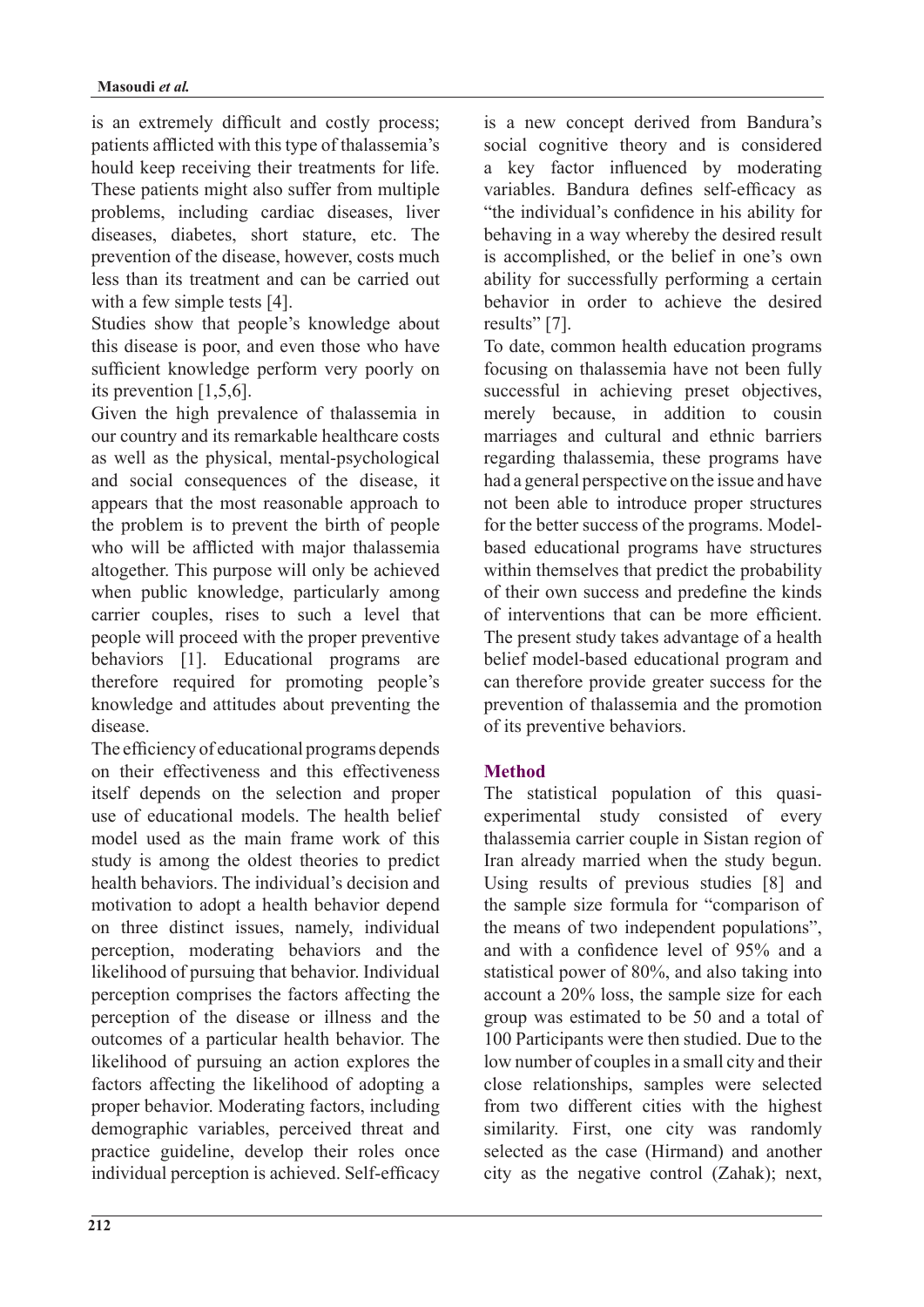is an extremely difficult and costly process; patients afflicted with this type of thalassemia's hould keep receiving their treatments for life. These patients might also suffer from multiple problems, including cardiac diseases, liver diseases, diabetes, short stature, etc. The prevention of the disease, however, costs much less than its treatment and can be carried out with a few simple tests [4].

Studies show that people's knowledge about this disease is poor, and even those who have sufficient knowledge perform very poorly on its prevention [1,5,6].

Given the high prevalence of thalassemia in our country and its remarkable healthcare costs as well as the physical, mental-psychological and social consequences of the disease, it appears that the most reasonable approach to the problem is to prevent the birth of people who will be afflicted with major thalassemia altogether. This purpose will only be achieved when public knowledge, particularly among carrier couples, rises to such a level that people will proceed with the proper preventive behaviors [1]. Educational programs are therefore required for promoting people's knowledge and attitudes about preventing the disease.

The efficiency of educational programs depends on their effectiveness and this effectiveness itself depends on the selection and proper use of educational models. The health belief model used as the main frame work of this study is among the oldest theories to predict health behaviors. The individual's decision and motivation to adopt a health behavior depend on three distinct issues, namely, individual perception, moderating behaviors and the likelihood of pursuing that behavior. Individual perception comprises the factors affecting the perception of the disease or illness and the outcomes of a particular health behavior. The likelihood of pursuing an action explores the factors affecting the likelihood of adopting a proper behavior. Moderating factors, including demographic variables, perceived threat and practice guideline, develop their roles once individual perception is achieved. Self-efficacy is a new concept derived from Bandura's social cognitive theory and is considered a key factor influenced by moderating variables. Bandura defines self-efficacy as "the individual's confidence in his ability for behaving in a way whereby the desired result is accomplished, or the belief in one's own ability for successfully performing a certain behavior in order to achieve the desired results" [7].

To date, common health education programs focusing on thalassemia have not been fully successful in achieving preset objectives, merely because, in addition to cousin marriages and cultural and ethnic barriers regarding thalassemia, these programs have had a general perspective on the issue and have not been able to introduce proper structures for the better success of the programs. Model-based educational programs have structures within themselves that predict the probability of their own success and predefine the kinds of interventions that can be more efficient. The present study takes advantage of a health belief model-based educational program and can therefore provide greater success for the prevention of thalassemia and the promotion of its preventive behaviors.

## Method

The statistical population of this quasi-experimental study consisted of every thalassemia carrier couple in Sistan region of Iran already married when the study begun. Using results of previous studies [8] and the sample size formula for "comparison of the means of two independent populations", and with a confidence level of 95% and a statistical power of 80%, and also taking into account a 20% loss, the sample size for each group was estimated to be 50 and a total of 100 Participants were then studied. Due to the low number of couples in a small city and their close relationships, samples were selected from two different cities with the highest similarity. First, one city was randomly selected as the case (Hirmand) and another city as the negative control (Zahak); next,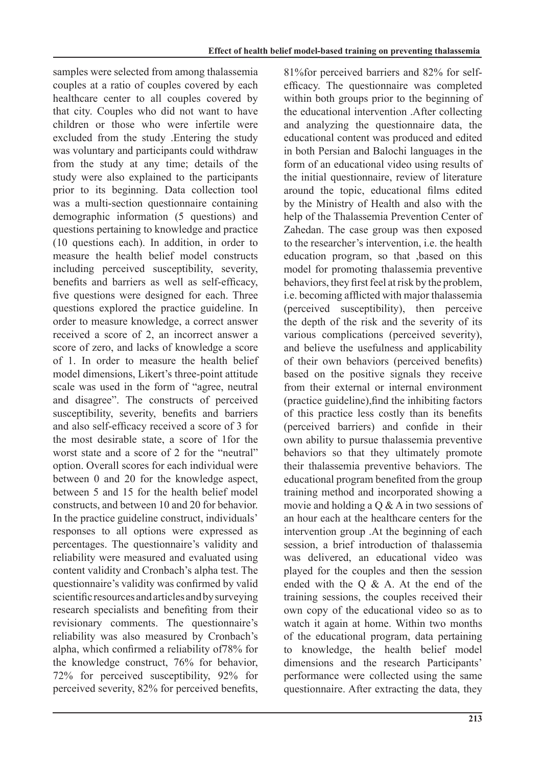samples were selected from among thalassemia couples at a ratio of couples covered by each healthcare center to all couples covered by that city. Couples who did not want to have children or those who were infertile were excluded from the study .Entering the study was voluntary and participants could withdraw from the study at any time; details of the study were also explained to the participants prior to its beginning. Data collection tool was a multi-section questionnaire containing demographic information (5 questions) and questions pertaining to knowledge and practice (10 questions each). In addition, in order to measure the health belief model constructs including perceived susceptibility, severity, benefits and barriers as well as self-efficacy, five questions were designed for each. Three questions explored the practice guideline. In order to measure knowledge, a correct answer received a score of 2, an incorrect answer a score of zero, and lacks of knowledge a score of 1. In order to measure the health belief model dimensions, Likert's three-point attitude scale was used in the form of "agree, neutral and disagree". The constructs of perceived susceptibility, severity, benefits and barriers and also self-efficacy received a score of 3 for the most desirable state, a score of 1for the worst state and a score of 2 for the "neutral" option. Overall scores for each individual were between 0 and 20 for the knowledge aspect, between 5 and 15 for the health belief model constructs, and between 10 and 20 for behavior. In the practice guideline construct, individuals' responses to all options were expressed as percentages. The questionnaire's validity and reliability were measured and evaluated using content validity and Cronbach's alpha test. The questionnaire's validity was confirmed by valid scientific resources and articles and by surveying research specialists and benefiting from their revisionary comments. The questionnaire's reliability was also measured by Cronbach's alpha, which confirmed a reliability of78% for the knowledge construct, 76% for behavior, 72% for perceived susceptibility, 92% for perceived severity, 82% for perceived benefits, 81%for perceived barriers and 82% for self-efficacy. The questionnaire was completed within both groups prior to the beginning of the educational intervention .After collecting and analyzing the questionnaire data, the educational content was produced and edited in both Persian and Balochi languages in the form of an educational video using results of the initial questionnaire, review of literature around the topic, educational films edited by the Ministry of Health and also with the help of the Thalassemia Prevention Center of Zahedan. The case group was then exposed to the researcher's intervention, i.e. the health education program, so that ,based on this model for promoting thalassemia preventive behaviors, they first feel at risk by the problem, i.e. becoming afflicted with major thalassemia (perceived susceptibility), then perceive the depth of the risk and the severity of its various complications (perceived severity), and believe the usefulness and applicability of their own behaviors (perceived benefits) based on the positive signals they receive from their external or internal environment (practice guideline),find the inhibiting factors of this practice less costly than its benefits (perceived barriers) and confide in their own ability to pursue thalassemia preventive behaviors so that they ultimately promote their thalassemia preventive behaviors. The educational program benefited from the group training method and incorporated showing a movie and holding a Q & A in two sessions of an hour each at the healthcare centers for the intervention group .At the beginning of each session, a brief introduction of thalassemia was delivered, an educational video was played for the couples and then the session ended with the Q & A. At the end of the training sessions, the couples received their own copy of the educational video so as to watch it again at home. Within two months of the educational program, data pertaining to knowledge, the health belief model dimensions and the research Participants' performance were collected using the same questionnaire. After extracting the data, they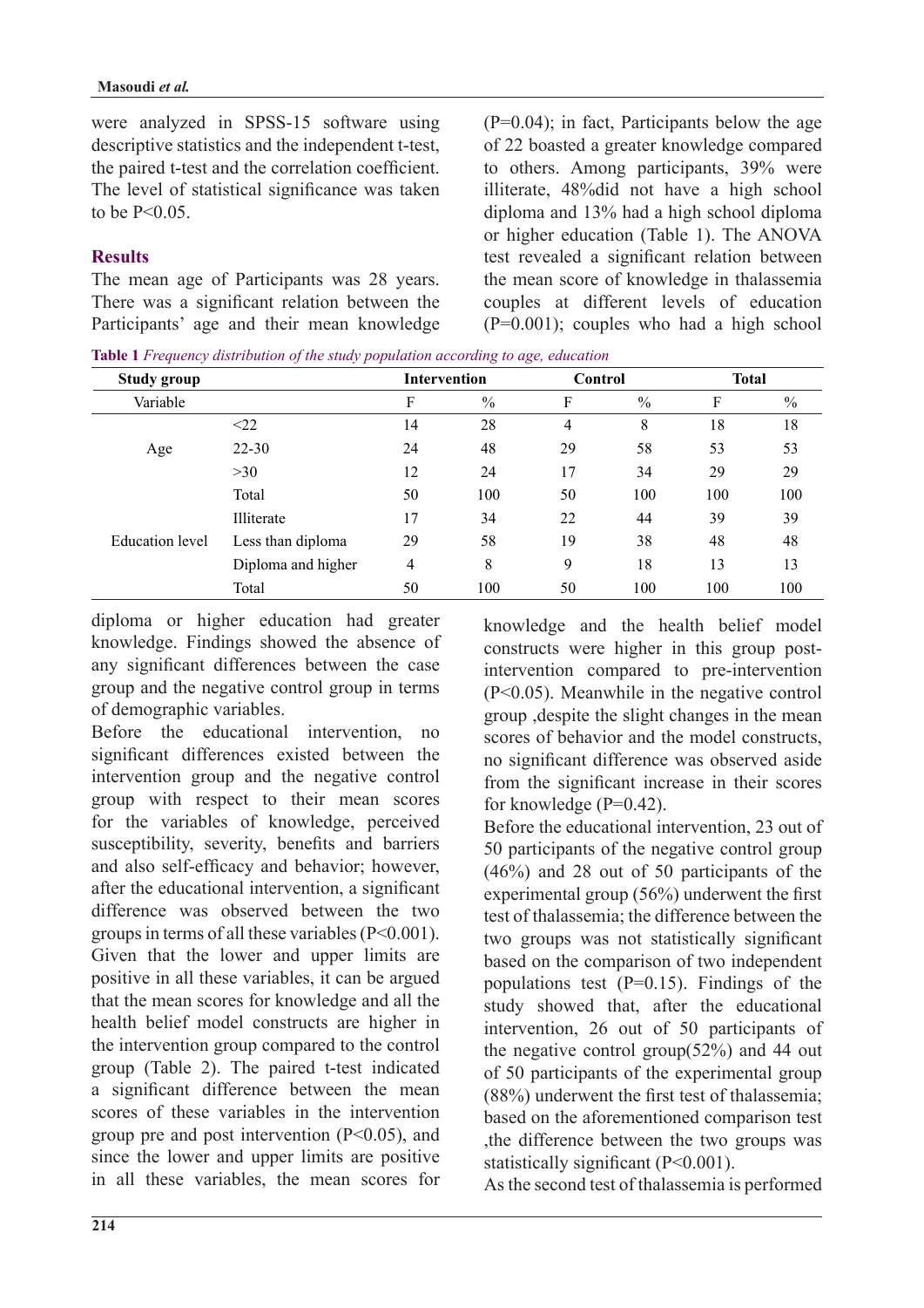were analyzed in SPSS-15 software using descriptive statistics and the independent t-test, the paired t-test and the correlation coefficient. The level of statistical significance was taken to be P<0.05.

## Results

The mean age of Participants was 28 years. There was a significant relation between the Participants' age and their mean knowledge (P=0.04); in fact, Participants below the age of 22 boasted a greater knowledge compared to others. Among participants, 39% were illiterate, 48%did not have a high school diploma and 13% had a high school diploma or higher education (Table 1). The ANOVA test revealed a significant relation between the mean score of knowledge in thalassemia couples at different levels of education (P=0.001); couples who had a high school diploma or higher education had greater knowledge. Findings showed the absence of any significant differences between the case group and the negative control group in terms of demographic variables.

**Table 1** *Frequency distribution of the study population according to age, education*

| Study group | | Intervention | | Control | | Total | |
|---|---|---|---|---|---|---|---|
| Variable | | F | % | F | % | F | % |
| Age | <22 | 14 | 28 | 4 | 8 | 18 | 18 |
| | 22-30 | 24 | 48 | 29 | 58 | 53 | 53 |
| | >30 | 12 | 24 | 17 | 34 | 29 | 29 |
| | Total | 50 | 100 | 50 | 100 | 100 | 100 |
| Education level | Illiterate | 17 | 34 | 22 | 44 | 39 | 39 |
| | Less than diploma | 29 | 58 | 19 | 38 | 48 | 48 |
| | Diploma and higher | 4 | 8 | 9 | 18 | 13 | 13 |
| | Total | 50 | 100 | 50 | 100 | 100 | 100 |

Before the educational intervention, no significant differences existed between the intervention group and the negative control group with respect to their mean scores for the variables of knowledge, perceived susceptibility, severity, benefits and barriers and also self-efficacy and behavior; however, after the educational intervention, a significant difference was observed between the two groups in terms of all these variables (P<0.001). Given that the lower and upper limits are positive in all these variables, it can be argued that the mean scores for knowledge and all the health belief model constructs are higher in the intervention group compared to the control group (Table 2). The paired t-test indicated a significant difference between the mean scores of these variables in the intervention group pre and post intervention (P<0.05), and since the lower and upper limits are positive in all these variables, the mean scores for knowledge and the health belief model constructs were higher in this group post-intervention compared to pre-intervention (P<0.05). Meanwhile in the negative control group ,despite the slight changes in the mean scores of behavior and the model constructs, no significant difference was observed aside from the significant increase in their scores for knowledge (P=0.42).

Before the educational intervention, 23 out of 50 participants of the negative control group (46%) and 28 out of 50 participants of the experimental group (56%) underwent the first test of thalassemia; the difference between the two groups was not statistically significant based on the comparison of two independent populations test (P=0.15). Findings of the study showed that, after the educational intervention, 26 out of 50 participants of the negative control group(52%) and 44 out of 50 participants of the experimental group (88%) underwent the first test of thalassemia; based on the aforementioned comparison test ,the difference between the two groups was statistically significant (P<0.001).

As the second test of thalassemia is performed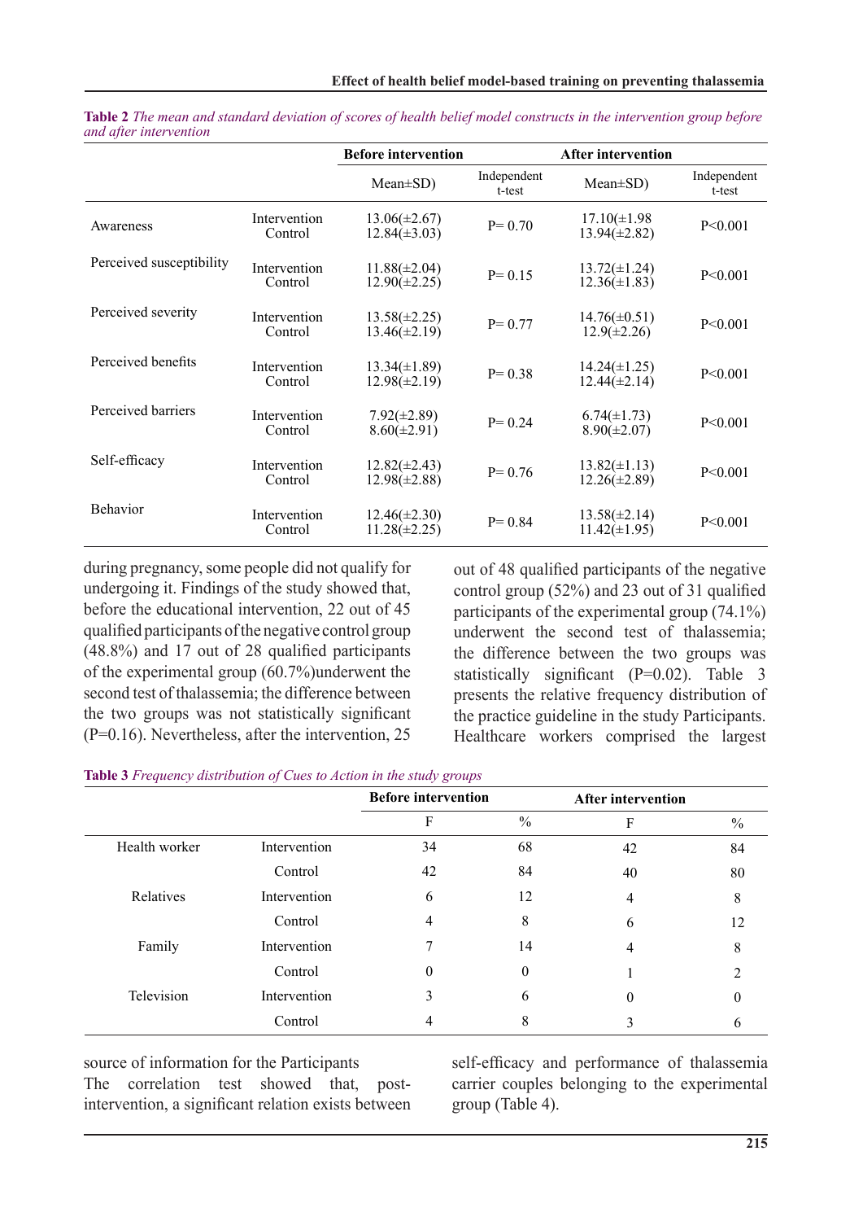**Table 2** *The mean and standard deviation of scores of health belief model constructs in the intervention group before and after intervention*

| | | Before intervention | | After intervention | |
|---|---|---|---|---|---|
| | | Mean±SD) | Independent t-test | Mean±SD) | Independent t-test |
| Awareness | Intervention<br>Control | 13.06(±2.67)<br>12.84(±3.03) | P= 0.70 | 17.10(±1.98<br>13.94(±2.82) | P<0.001 |
| Perceived susceptibility | Intervention<br>Control | 11.88(±2.04)<br>12.90(±2.25) | P= 0.15 | 13.72(±1.24)<br>12.36(±1.83) | P<0.001 |
| Perceived severity | Intervention<br>Control | 13.58(±2.25)<br>13.46(±2.19) | P= 0.77 | 14.76(±0.51)<br>12.9(±2.26) | P<0.001 |
| Perceived benefits | Intervention<br>Control | 13.34(±1.89)<br>12.98(±2.19) | P= 0.38 | 14.24(±1.25)<br>12.44(±2.14) | P<0.001 |
| Perceived barriers | Intervention<br>Control | 7.92(±2.89)<br>8.60(±2.91) | P= 0.24 | 6.74(±1.73)<br>8.90(±2.07) | P<0.001 |
| Self-efficacy | Intervention<br>Control | 12.82(±2.43)<br>12.98(±2.88) | P= 0.76 | 13.82(±1.13)<br>12.26(±2.89) | P<0.001 |
| Behavior | Intervention<br>Control | 12.46(±2.30)<br>11.28(±2.25) | P= 0.84 | 13.58(±2.14)<br>11.42(±1.95) | P<0.001 |

during pregnancy, some people did not qualify for undergoing it. Findings of the study showed that, before the educational intervention, 22 out of 45 qualified participants of the negative control group (48.8%) and 17 out of 28 qualified participants of the experimental group (60.7%)underwent the second test of thalassemia; the difference between the two groups was not statistically significant (P=0.16). Nevertheless, after the intervention, 25 out of 48 qualified participants of the negative control group (52%) and 23 out of 31 qualified participants of the experimental group (74.1%) underwent the second test of thalassemia; the difference between the two groups was statistically significant (P=0.02). Table 3 presents the relative frequency distribution of the practice guideline in the study Participants. Healthcare workers comprised the largest source of information for the Participants

**Table 3** *Frequency distribution of Cues to Action in the study groups*

| | | Before intervention | | After intervention | |
|---|---|---|---|---|---|
| | | F | % | F | % |
| Health worker | Intervention | 34 | 68 | 42 | 84 |
| | Control | 42 | 84 | 40 | 80 |
| Relatives | Intervention | 6 | 12 | 4 | 8 |
| | Control | 4 | 8 | 6 | 12 |
| Family | Intervention | 7 | 14 | 4 | 8 |
| | Control | 0 | 0 | 1 | 2 |
| Television | Intervention | 3 | 6 | 0 | 0 |
| | Control | 4 | 8 | 3 | 6 |

The correlation test showed that, post-intervention, a significant relation exists between self-efficacy and performance of thalassemia carrier couples belonging to the experimental group (Table 4).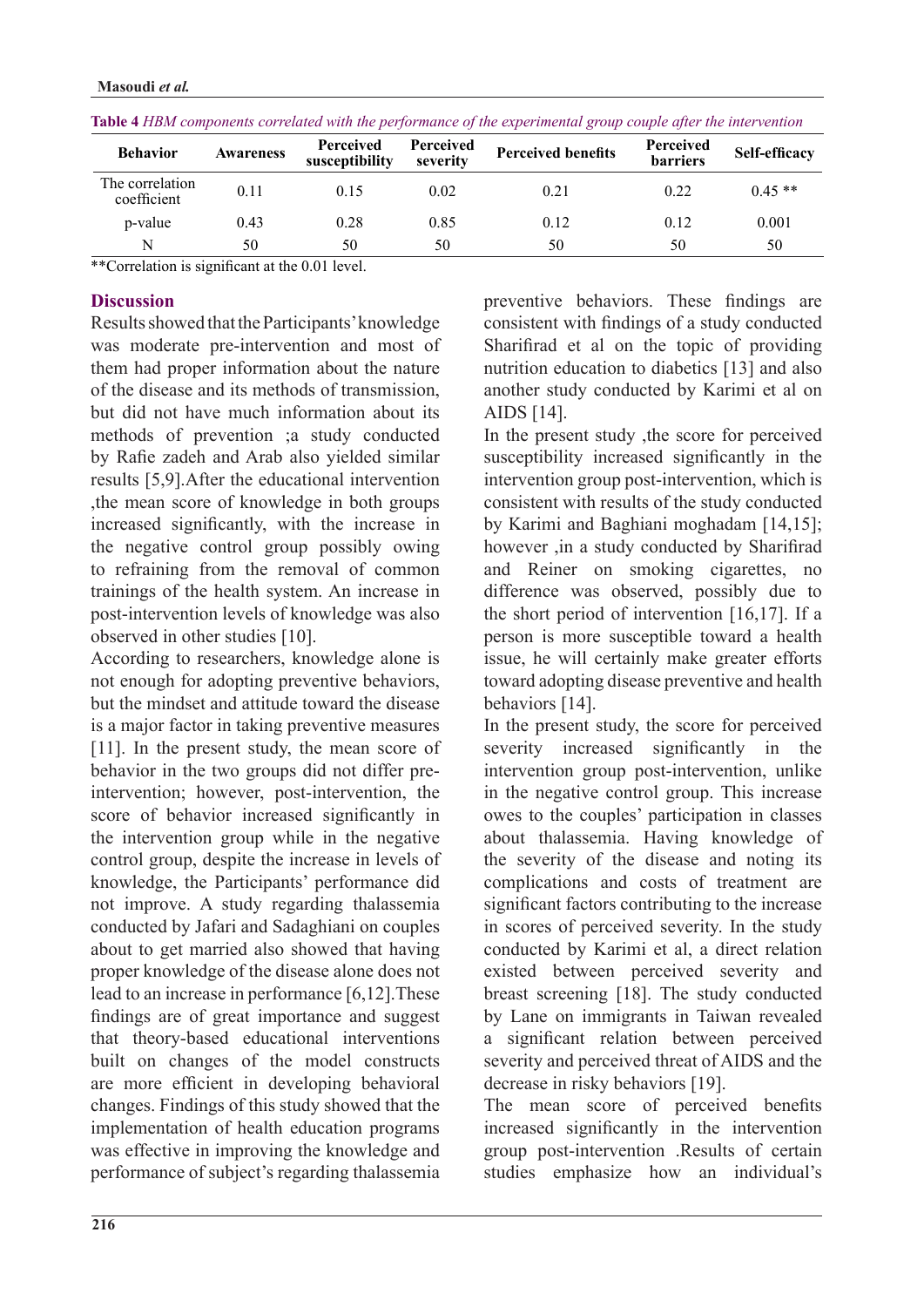**Table 4** *HBM components correlated with the performance of the experimental group couple after the intervention*

| Behavior | Awareness | Perceived susceptibility | Perceived severity | Perceived benefits | Perceived barriers | Self-efficacy |
|---|---|---|---|---|---|---|
| The correlation coefficient | 0.11 | 0.15 | 0.02 | 0.21 | 0.22 | 0.45 ** |
| p-value | 0.43 | 0.28 | 0.85 | 0.12 | 0.12 | 0.001 |
| N | 50 | 50 | 50 | 50 | 50 | 50 |

**Correlation is significant at the 0.01 level.

## Discussion

Results showed that the Participants' knowledge was moderate pre-intervention and most of them had proper information about the nature of the disease and its methods of transmission, but did not have much information about its methods of prevention ;a study conducted by Rafie zadeh and Arab also yielded similar results [5,9].After the educational intervention ,the mean score of knowledge in both groups increased significantly, with the increase in the negative control group possibly owing to refraining from the removal of common trainings of the health system. An increase in post-intervention levels of knowledge was also observed in other studies [10].

According to researchers, knowledge alone is not enough for adopting preventive behaviors, but the mindset and attitude toward the disease is a major factor in taking preventive measures [11]. In the present study, the mean score of behavior in the two groups did not differ pre-intervention; however, post-intervention, the score of behavior increased significantly in the intervention group while in the negative control group, despite the increase in levels of knowledge, the Participants' performance did not improve. A study regarding thalassemia conducted by Jafari and Sadaghiani on couples about to get married also showed that having proper knowledge of the disease alone does not lead to an increase in performance [6,12].These findings are of great importance and suggest that theory-based educational interventions built on changes of the model constructs are more efficient in developing behavioral changes. Findings of this study showed that the implementation of health education programs was effective in improving the knowledge and performance of subject's regarding thalassemia preventive behaviors. These findings are consistent with findings of a study conducted Sharifirad et al on the topic of providing nutrition education to diabetics [13] and also another study conducted by Karimi et al on AIDS [14].

In the present study ,the score for perceived susceptibility increased significantly in the intervention group post-intervention, which is consistent with results of the study conducted by Karimi and Baghiani moghadam [14,15]; however ,in a study conducted by Sharifirad and Reiner on smoking cigarettes, no difference was observed, possibly due to the short period of intervention [16,17]. If a person is more susceptible toward a health issue, he will certainly make greater efforts toward adopting disease preventive and health behaviors [14].

In the present study, the score for perceived severity increased significantly in the intervention group post-intervention, unlike in the negative control group. This increase owes to the couples' participation in classes about thalassemia. Having knowledge of the severity of the disease and noting its complications and costs of treatment are significant factors contributing to the increase in scores of perceived severity. In the study conducted by Karimi et al, a direct relation existed between perceived severity and breast screening [18]. The study conducted by Lane on immigrants in Taiwan revealed a significant relation between perceived severity and perceived threat of AIDS and the decrease in risky behaviors [19].

The mean score of perceived benefits increased significantly in the intervention group post-intervention .Results of certain studies emphasize how an individual's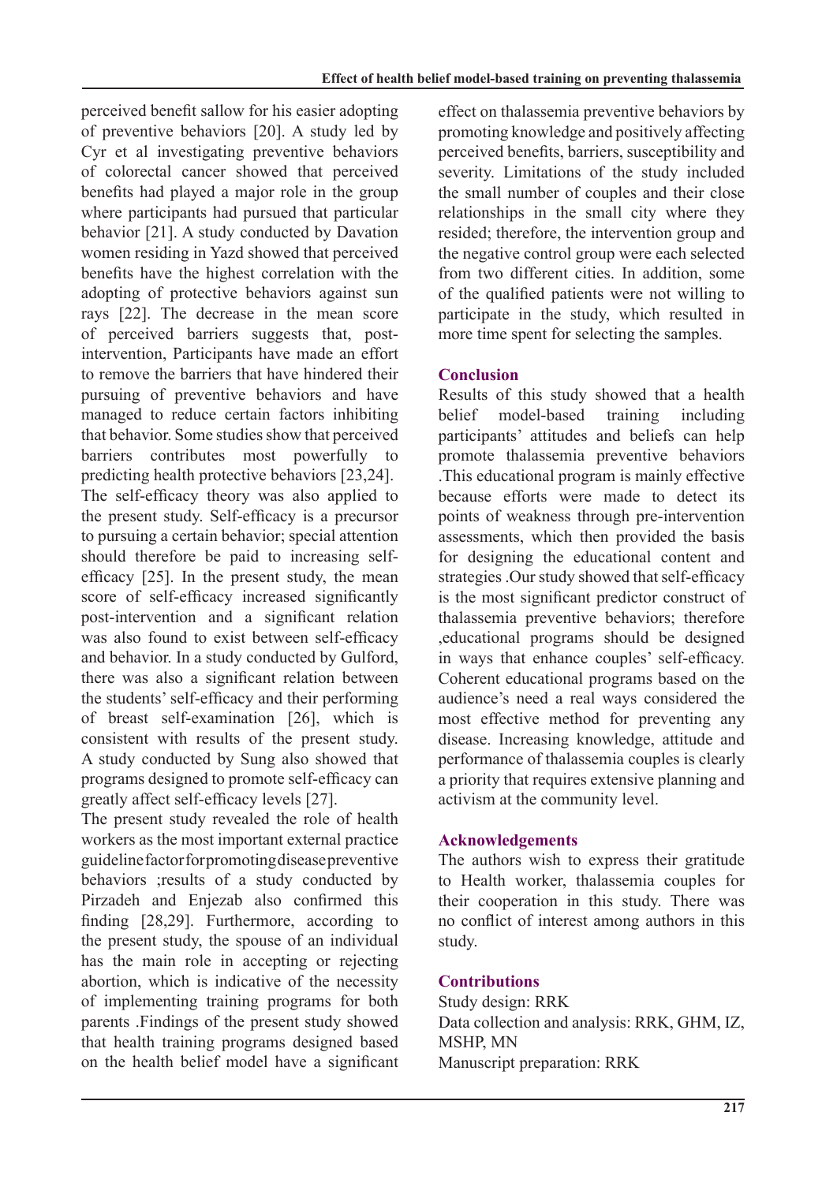perceived benefit sallow for his easier adopting of preventive behaviors [20]. A study led by Cyr et al investigating preventive behaviors of colorectal cancer showed that perceived benefits had played a major role in the group where participants had pursued that particular behavior [21]. A study conducted by Davation women residing in Yazd showed that perceived benefits have the highest correlation with the adopting of protective behaviors against sun rays [22]. The decrease in the mean score of perceived barriers suggests that, post-intervention, Participants have made an effort to remove the barriers that have hindered their pursuing of preventive behaviors and have managed to reduce certain factors inhibiting that behavior. Some studies show that perceived barriers contributes most powerfully to predicting health protective behaviors [23,24].

The self-efficacy theory was also applied to the present study. Self-efficacy is a precursor to pursuing a certain behavior; special attention should therefore be paid to increasing self-efficacy [25]. In the present study, the mean score of self-efficacy increased significantly post-intervention and a significant relation was also found to exist between self-efficacy and behavior. In a study conducted by Gulford, there was also a significant relation between the students' self-efficacy and their performing of breast self-examination [26], which is consistent with results of the present study. A study conducted by Sung also showed that programs designed to promote self-efficacy can greatly affect self-efficacy levels [27].

The present study revealed the role of health workers as the most important external practice guideline factor for promoting disease preventive behaviors ;results of a study conducted by Pirzadeh and Enjezab also confirmed this finding [28,29]. Furthermore, according to the present study, the spouse of an individual has the main role in accepting or rejecting abortion, which is indicative of the necessity of implementing training programs for both parents .Findings of the present study showed that health training programs designed based on the health belief model have a significant effect on thalassemia preventive behaviors by promoting knowledge and positively affecting perceived benefits, barriers, susceptibility and severity. Limitations of the study included the small number of couples and their close relationships in the small city where they resided; therefore, the intervention group and the negative control group were each selected from two different cities. In addition, some of the qualified patients were not willing to participate in the study, which resulted in more time spent for selecting the samples.

## Conclusion

Results of this study showed that a health belief model-based training including participants' attitudes and beliefs can help promote thalassemia preventive behaviors .This educational program is mainly effective because efforts were made to detect its points of weakness through pre-intervention assessments, which then provided the basis for designing the educational content and strategies .Our study showed that self-efficacy is the most significant predictor construct of thalassemia preventive behaviors; therefore ,educational programs should be designed in ways that enhance couples' self-efficacy. Coherent educational programs based on the audience's need a real ways considered the most effective method for preventing any disease. Increasing knowledge, attitude and performance of thalassemia couples is clearly a priority that requires extensive planning and activism at the community level.

## Acknowledgements

The authors wish to express their gratitude to Health worker, thalassemia couples for their cooperation in this study. There was no conflict of interest among authors in this study.

## Contributions

Study design: RRK  
Data collection and analysis: RRK, GHM, IZ, MSHP, MN  
Manuscript preparation: RRK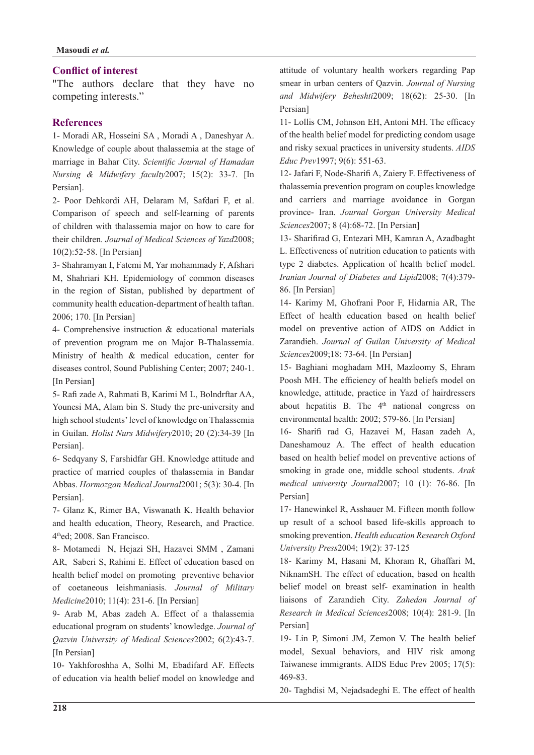## Conflict of interest

"The authors declare that they have no competing interests."

## References

1- Moradi AR, Hosseini SA , Moradi A , Daneshyar A. Knowledge of couple about thalassemia at the stage of marriage in Bahar City. *Scientific Journal of Hamadan Nursing & Midwifery faculty*2007; 15(2): 33-7. [In Persian].

2- Poor Dehkordi AH, Delaram M, Safdari F, et al. Comparison of speech and self-learning of parents of children with thalassemia major on how to care for their children*. Journal of Medical Sciences of Yazd*2008; 10(2):52-58. [In Persian]

3- Shahramyan I, Fatemi M, Yar mohammady F, Afshari M, Shahriari KH. Epidemiology of common diseases in the region of Sistan, published by department of community health education-department of health taftan. 2006; 170. [In Persian]

4- Comprehensive instruction & educational materials of prevention program me on Major B-Thalassemia. Ministry of health & medical education, center for diseases control, Sound Publishing Center; 2007; 240-1. [In Persian]

5- Rafi zade A, Rahmati B, Karimi M L, Bolndrftar AA, Younesi MA, Alam bin S. Study the pre-university and high school students' level of knowledge on Thalassemia in Guilan. *Holist Nurs Midwifery*2010; 20 (2):34-39 [In Persian].

6- Sedqyany S, Farshidfar GH. Knowledge attitude and practice of married couples of thalassemia in Bandar Abbas. *Hormozgan Medical Journal*2001; 5(3): 30-4. [In Persian].

7- Glanz K, Rimer BA, Viswanath K. Health behavior and health education, Theory, Research, and Practice. 4thed; 2008. San Francisco.

8- Motamedi N, Hejazi SH, Hazavei SMM , Zamani AR, Saberi S, Rahimi E. Effect of education based on health belief model on promoting preventive behavior of coetaneous leishmaniasis. *Journal of Military Medicine*2010; 11(4): 231-6. [In Persian]

9- Arab M, Abas zadeh A. Effect of a thalassemia educational program on students' knowledge. *Journal of Qazvin University of Medical Sciences*2002; 6(2):43-7. [In Persian]

10- Yakhforoshha A, Solhi M, Ebadifard AF. Effects of education via health belief model on knowledge and attitude of voluntary health workers regarding Pap smear in urban centers of Qazvin. *Journal of Nursing and Midwifery Beheshti*2009; 18(62): 25-30. [In Persian]

11- Lollis CM, Johnson EH, Antoni MH. The efficacy of the health belief model for predicting condom usage and risky sexual practices in university students. *AIDS Educ Prev*1997; 9(6): 551-63.

12- Jafari F, Node-Sharifi A, Zaiery F. Effectiveness of thalassemia prevention program on couples knowledge and carriers and marriage avoidance in Gorgan province- Iran. *Journal Gorgan University Medical Sciences*2007; 8 (4):68-72. [In Persian]

13- Sharifirad G, Entezari MH, Kamran A, Azadbaght L. Effectiveness of nutrition education to patients with type 2 diabetes. Application of health belief model. *Iranian Journal of Diabetes and Lipid*2008; 7(4):379-86. [In Persian]

14- Karimy M, Ghofrani Poor F, Hidarnia AR, The Effect of health education based on health belief model on preventive action of AIDS on Addict in Zarandieh. *Journal of Guilan University of Medical Sciences*2009;18: 73-64. [In Persian]

15- Baghiani moghadam MH, Mazloomy S, Ehram Poosh MH. The efficiency of health beliefs model on knowledge, attitude, practice in Yazd of hairdressers about hepatitis B. The 4th national congress on environmental health: 2002; 579-86. [In Persian]

16- Sharifi rad G, Hazavei M, Hasan zadeh A, Daneshamouz A. The effect of health education based on health belief model on preventive actions of smoking in grade one, middle school students. *Arak medical university Journal*2007; 10 (1): 76-86. [In Persian]

17- Hanewinkel R, Asshauer M. Fifteen month follow up result of a school based life-skills approach to smoking prevention. *Health education Research Oxford University Press*2004; 19(2): 37-125

18- Karimy M, Hasani M, Khoram R, Ghaffari M, NiknamSH. The effect of education, based on health belief model on breast self- examination in health liaisons of Zarandieh City. *Zahedan Journal of Research in Medical Sciences*2008; 10(4): 281-9. [In Persian]

19- Lin P, Simoni JM, Zemon V. The health belief model, Sexual behaviors, and HIV risk among Taiwanese immigrants. AIDS Educ Prev 2005; 17(5): 469-83.

20- Taghdisi M, Nejadsadeghi E. The effect of health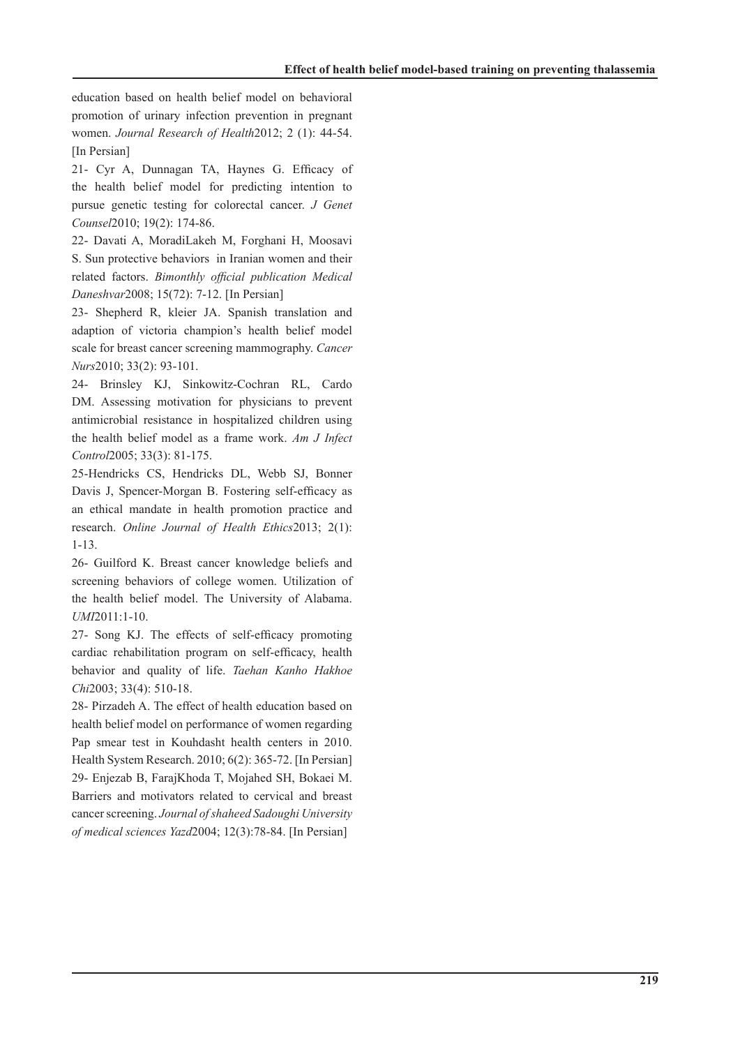education based on health belief model on behavioral promotion of urinary infection prevention in pregnant women. *Journal Research of Health*2012; 2 (1): 44-54. [In Persian]

21- Cyr A, Dunnagan TA, Haynes G. Efficacy of the health belief model for predicting intention to pursue genetic testing for colorectal cancer. *J Genet Counsel*2010; 19(2): 174-86.

22- Davati A, MoradiLakeh M, Forghani H, Moosavi S. Sun protective behaviors in Iranian women and their related factors. *Bimonthly official publication Medical Daneshvar*2008; 15(72): 7-12. [In Persian]

23- Shepherd R, kleier JA. Spanish translation and adaption of victoria champion's health belief model scale for breast cancer screening mammography. *Cancer Nurs*2010; 33(2): 93-101.

24- Brinsley KJ, Sinkowitz-Cochran RL, Cardo DM. Assessing motivation for physicians to prevent antimicrobial resistance in hospitalized children using the health belief model as a frame work. *Am J Infect Control*2005; 33(3): 81-175.

25-Hendricks CS, Hendricks DL, Webb SJ, Bonner Davis J, Spencer-Morgan B. Fostering self-efficacy as an ethical mandate in health promotion practice and research. *Online Journal of Health Ethics*2013; 2(1): 1-13.

26- Guilford K. Breast cancer knowledge beliefs and screening behaviors of college women. Utilization of the health belief model. The University of Alabama. *UMI*2011:1-10.

27- Song KJ. The effects of self-efficacy promoting cardiac rehabilitation program on self-efficacy, health behavior and quality of life. *Taehan Kanho Hakhoe Chi*2003; 33(4): 510-18.

28- Pirzadeh A. The effect of health education based on health belief model on performance of women regarding Pap smear test in Kouhdasht health centers in 2010. Health System Research. 2010; 6(2): 365-72. [In Persian]

29- Enjezab B, FarajKhoda T, Mojahed SH, Bokaei M. Barriers and motivators related to cervical and breast cancer screening. *Journal of shaheed Sadoughi University of medical sciences Yazd*2004; 12(3):78-84. [In Persian]